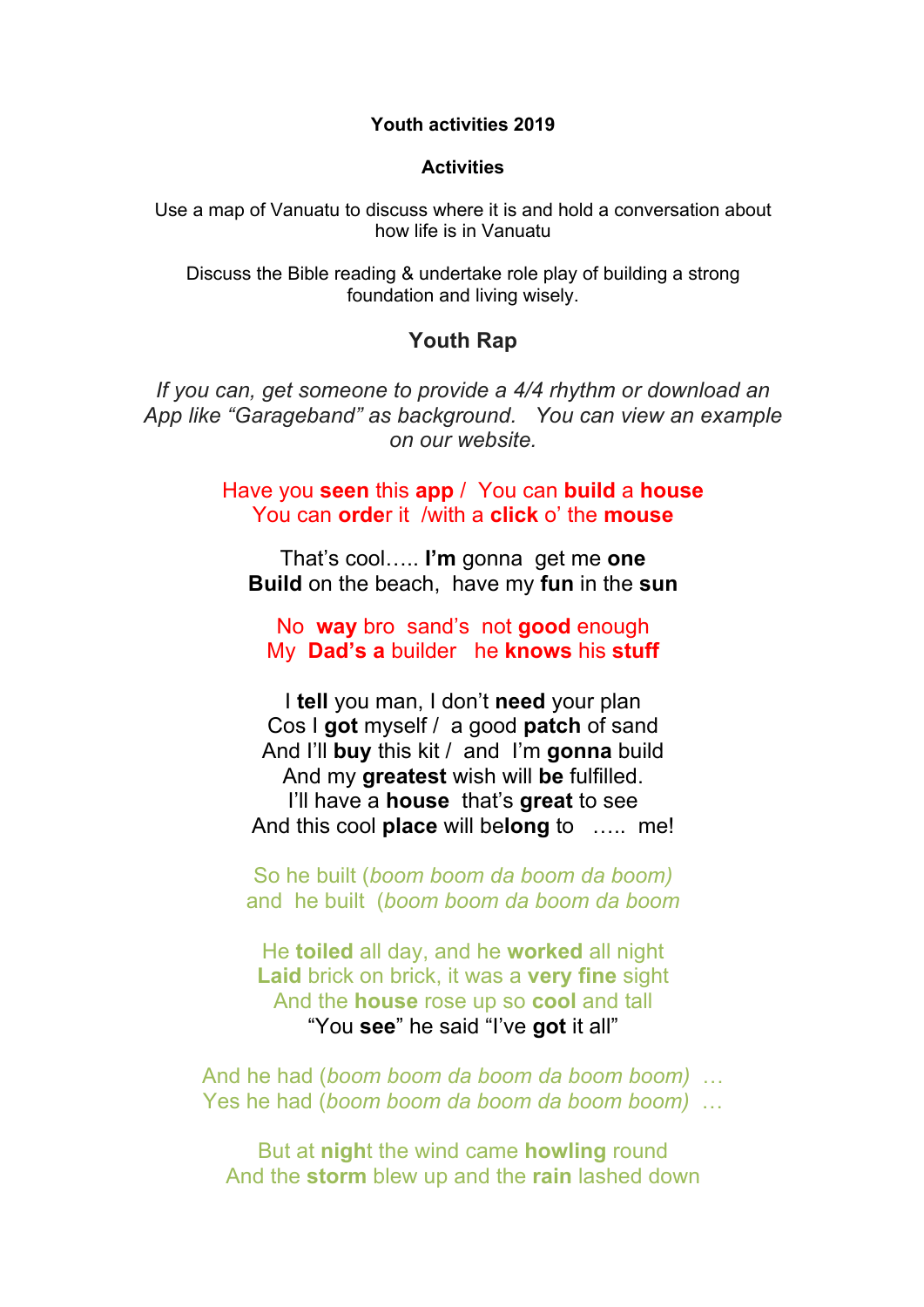**Youth activities 2019**

**Activities**

Use a map of Vanuatu to discuss where it is and hold a conversation about how life is in Vanuatu

Discuss the Bible reading & undertake role play of building a strong foundation and living wisely.

## Youth Rap

*If you can, get someone to provide a 4/4 rhythm or download an App like "Garageband" as background. You can view an example on our website.*

Have you **seen** this **app** / You can **build** a **house**
You can **orde**r it /with a **click** o' the **mouse**

That's cool….. **I'm** gonna get me **one**
**Build** on the beach, have my **fun** in the **sun**

No **way** bro sand's not **good** enough
My **Dad's a** builder he **knows** his **stuff**

I **tell** you man, I don't **need** your plan
Cos I **got** myself / a good **patch** of sand
And I'll **buy** this kit / and I'm **gonna** build
And my **greatest** wish will **be** fulfilled.
I'll have a **house** that's **great** to see
And this cool **place** will be**long** to ….. me!

So he built (*boom boom da boom da boom)*
and he built (*boom boom da boom da boom*

He **toiled** all day, and he **worked** all night
**Laid** brick on brick, it was a **very fine** sight
And the **house** rose up so **cool** and tall
"You **see**" he said "I've **got** it all"

And he had (*boom boom da boom da boom boom)* …
Yes he had (*boom boom da boom da boom boom)* …

But at **nigh**t the wind came **howling** round
And the **storm** blew up and the **rain** lashed down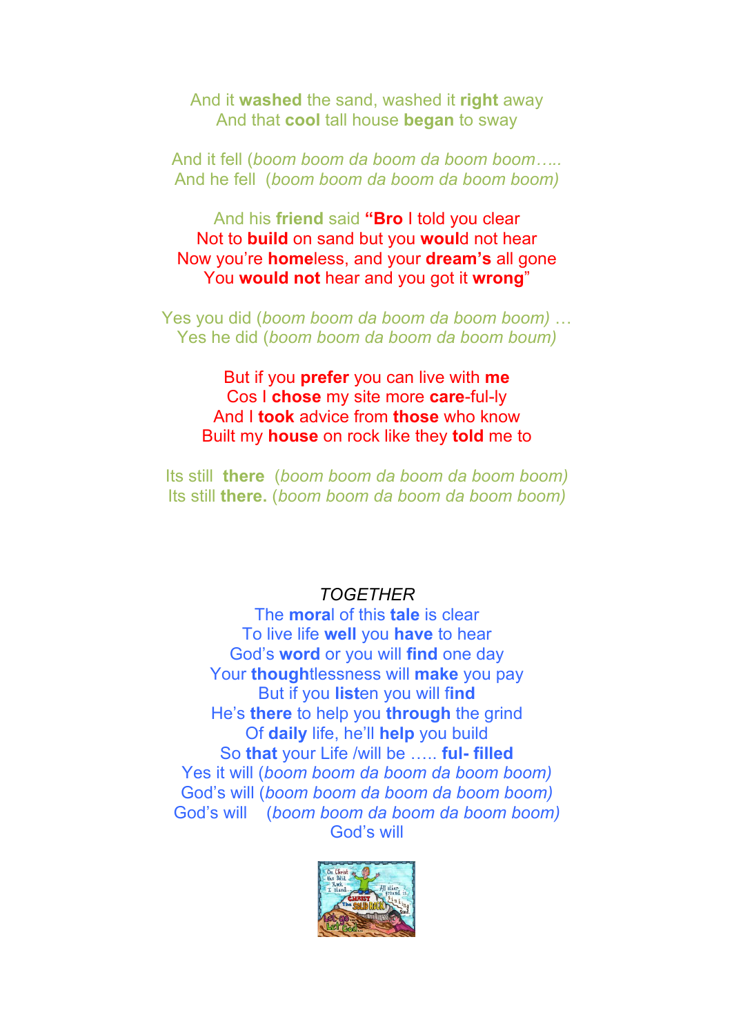And it **washed** the sand, washed it **right** away
And that **cool** tall house **began** to sway

And it fell (*boom boom da boom da boom boom…..*
And he fell (*boom boom da boom da boom boom)*

And his **friend** said **"Bro** I told you clear
Not to **build** on sand but you **woul**d not hear
Now you're **home**less, and your **dream's** all gone
You **would not** hear and you got it **wrong**"

Yes you did (*boom boom da boom da boom boom)* …
Yes he did (*boom boom da boom da boom boum)*

But if you **prefer** you can live with **me**
Cos I **chose** my site more **care**-ful-ly
And I **took** advice from **those** who know
Built my **house** on rock like they **told** me to

Its still **there** (*boom boom da boom da boom boom)*
Its still **there.** (*boom boom da boom da boom boom)*

*TOGETHER*

The **mora**l of this **tale** is clear
To live life **well** you **have** to hear
God's **word** or you will **find** one day
Your **thought**lessness will **make** you pay
But if you **list**en you will **find**
He's **there** to help you **through** the grind
Of **daily** life, he'll **help** you build
So **that** your Life /will be ….. **ful- filled**
Yes it will (*boom boom da boom da boom boom)*
God's will (*boom boom da boom da boom boom)*
God's will (*boom boom da boom da boom boom)*
God's will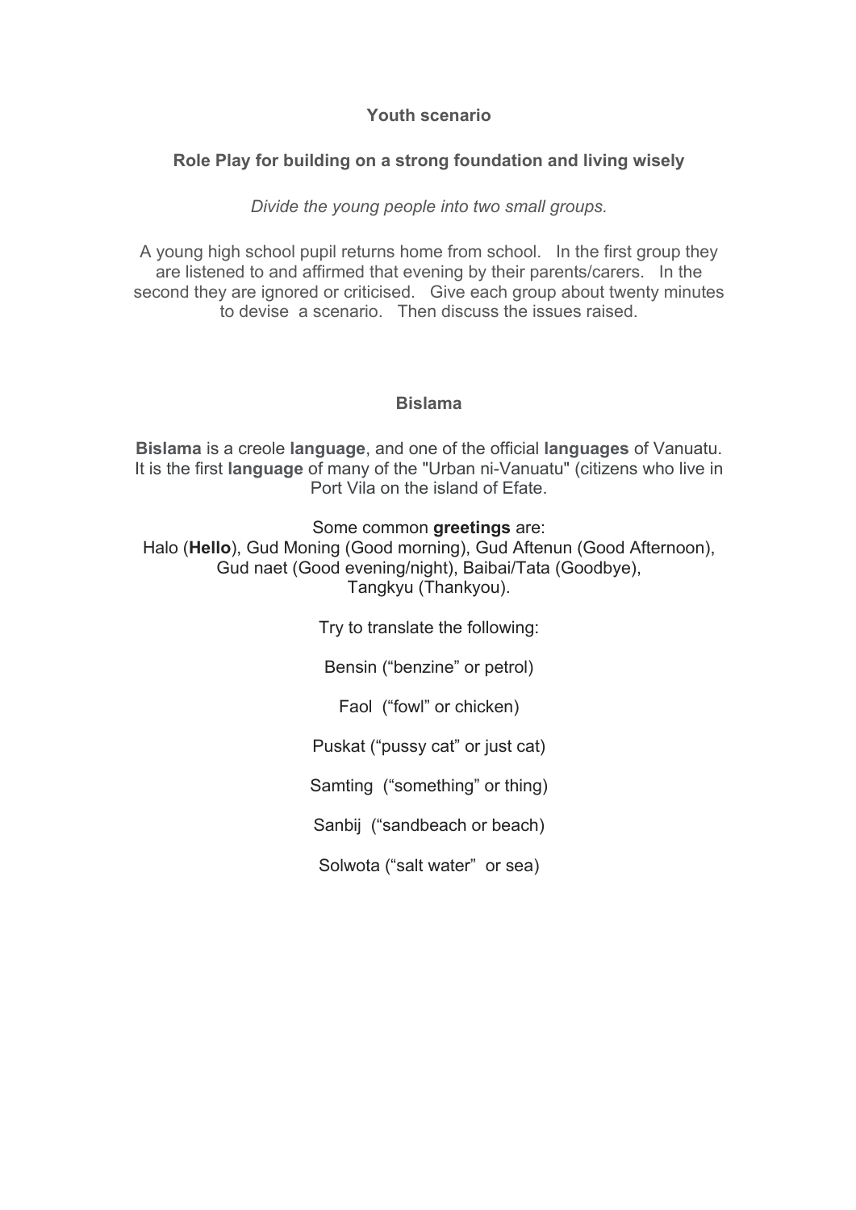## Youth scenario

### Role Play for building on a strong foundation and living wisely

*Divide the young people into two small groups.*

A young high school pupil returns home from school. In the first group they are listened to and affirmed that evening by their parents/carers. In the second they are ignored or criticised. Give each group about twenty minutes to devise a scenario. Then discuss the issues raised.

## Bislama

**Bislama** is a creole **language**, and one of the official **languages** of Vanuatu. It is the first **language** of many of the "Urban ni-Vanuatu" (citizens who live in Port Vila on the island of Efate.

Some common **greetings** are:
Halo (**Hello**), Gud Moning (Good morning), Gud Aftenun (Good Afternoon), Gud naet (Good evening/night), Baibai/Tata (Goodbye), Tangkyu (Thankyou).

Try to translate the following:

Bensin ("benzine" or petrol)

Faol ("fowl" or chicken)

Puskat ("pussy cat" or just cat)

Samting ("something" or thing)

Sanbij ("sandbeach or beach)

Solwota ("salt water" or sea)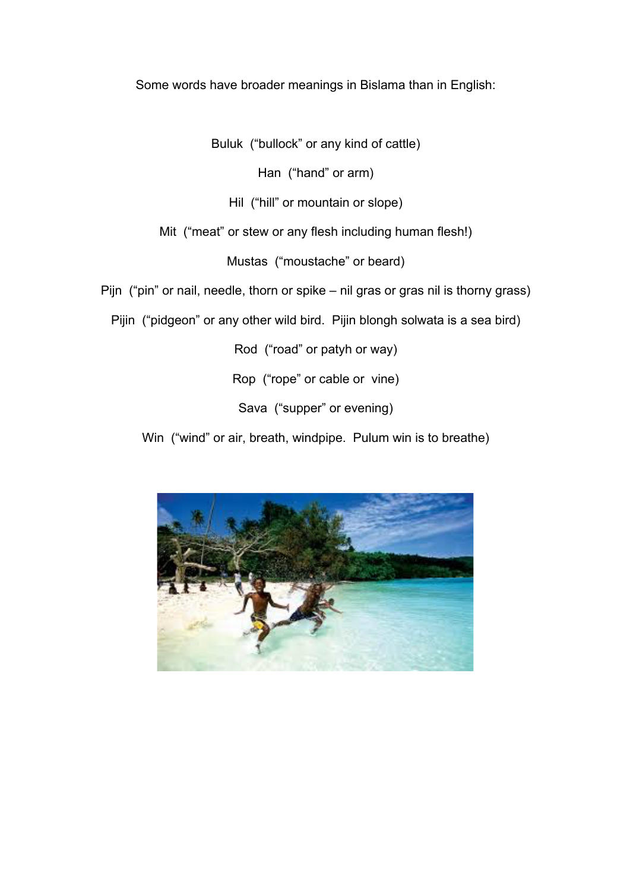Some words have broader meanings in Bislama than in English:

Buluk ("bullock" or any kind of cattle)

Han ("hand" or arm)

Hil ("hill" or mountain or slope)

Mit ("meat" or stew or any flesh including human flesh!)

Mustas ("moustache" or beard)

Pijn ("pin" or nail, needle, thorn or spike – nil gras or gras nil is thorny grass)

Pijin ("pidgeon" or any other wild bird. Pijin blongh solwata is a sea bird)

Rod ("road" or patyh or way)

Rop ("rope" or cable or vine)

Sava ("supper" or evening)

Win ("wind" or air, breath, windpipe. Pulum win is to breathe)